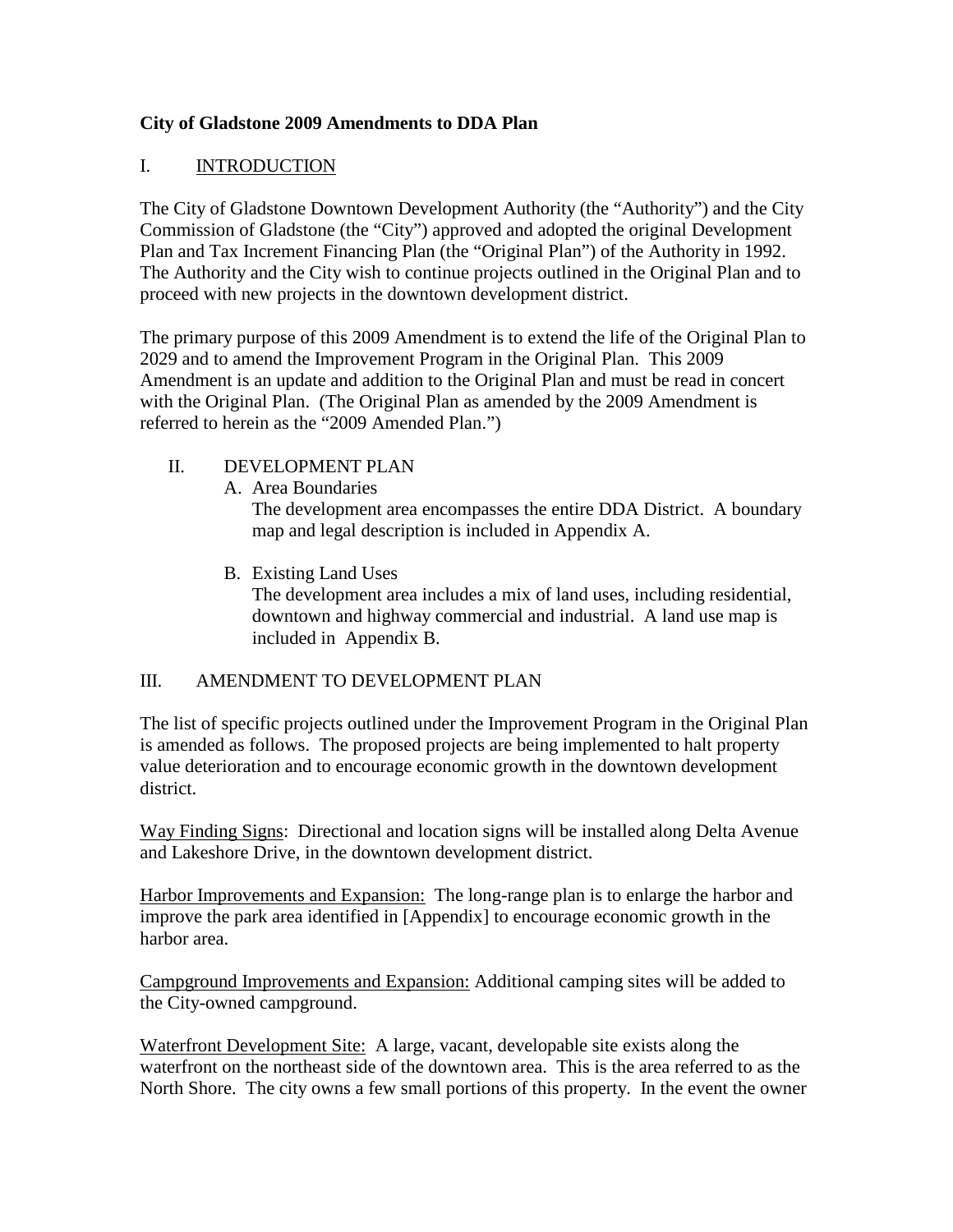**City of Gladstone 2009 Amendments to DDA Plan**

## I. INTRODUCTION

The City of Gladstone Downtown Development Authority (the "Authority") and the City Commission of Gladstone (the "City") approved and adopted the original Development Plan and Tax Increment Financing Plan (the "Original Plan") of the Authority in 1992. The Authority and the City wish to continue projects outlined in the Original Plan and to proceed with new projects in the downtown development district.

The primary purpose of this 2009 Amendment is to extend the life of the Original Plan to 2029 and to amend the Improvement Program in the Original Plan. This 2009 Amendment is an update and addition to the Original Plan and must be read in concert with the Original Plan. (The Original Plan as amended by the 2009 Amendment is referred to herein as the "2009 Amended Plan.")

## II. DEVELOPMENT PLAN

A. Area Boundaries
The development area encompasses the entire DDA District. A boundary map and legal description is included in Appendix A.

B. Existing Land Uses
The development area includes a mix of land uses, including residential, downtown and highway commercial and industrial. A land use map is included in Appendix B.

## III. AMENDMENT TO DEVELOPMENT PLAN

The list of specific projects outlined under the Improvement Program in the Original Plan is amended as follows. The proposed projects are being implemented to halt property value deterioration and to encourage economic growth in the downtown development district.

Way Finding Signs: Directional and location signs will be installed along Delta Avenue and Lakeshore Drive, in the downtown development district.

Harbor Improvements and Expansion: The long-range plan is to enlarge the harbor and improve the park area identified in [Appendix] to encourage economic growth in the harbor area.

Campground Improvements and Expansion: Additional camping sites will be added to the City-owned campground.

Waterfront Development Site: A large, vacant, developable site exists along the waterfront on the northeast side of the downtown area. This is the area referred to as the North Shore. The city owns a few small portions of this property. In the event the owner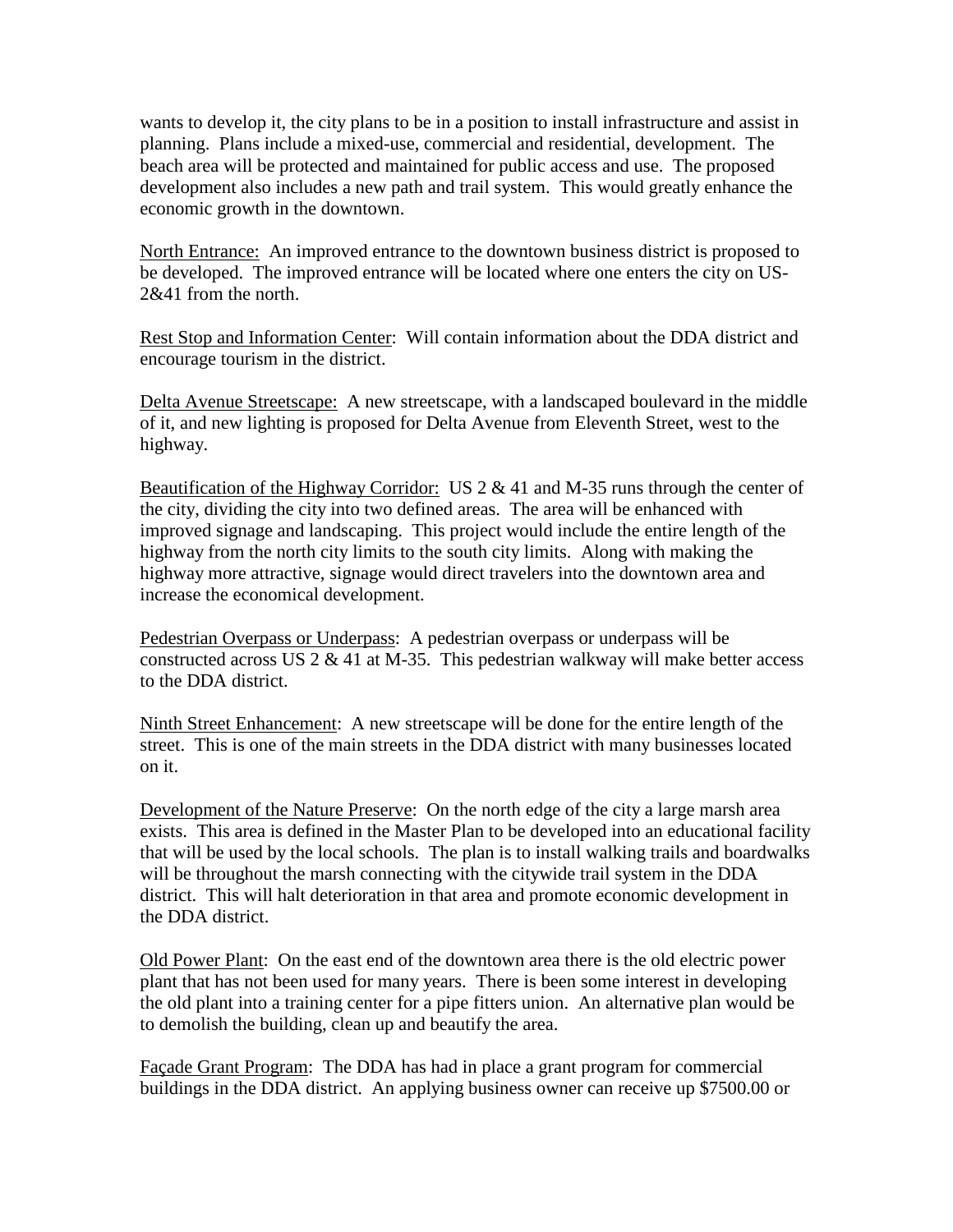wants to develop it, the city plans to be in a position to install infrastructure and assist in planning. Plans include a mixed-use, commercial and residential, development. The beach area will be protected and maintained for public access and use. The proposed development also includes a new path and trail system. This would greatly enhance the economic growth in the downtown.

<u>North Entrance:</u> An improved entrance to the downtown business district is proposed to be developed. The improved entrance will be located where one enters the city on US-2&41 from the north.

<u>Rest Stop and Information Center</u>: Will contain information about the DDA district and encourage tourism in the district.

<u>Delta Avenue Streetscape:</u> A new streetscape, with a landscaped boulevard in the middle of it, and new lighting is proposed for Delta Avenue from Eleventh Street, west to the highway.

<u>Beautification of the Highway Corridor:</u> US 2 & 41 and M-35 runs through the center of the city, dividing the city into two defined areas. The area will be enhanced with improved signage and landscaping. This project would include the entire length of the highway from the north city limits to the south city limits. Along with making the highway more attractive, signage would direct travelers into the downtown area and increase the economical development.

<u>Pedestrian Overpass or Underpass</u>: A pedestrian overpass or underpass will be constructed across US 2 & 41 at M-35. This pedestrian walkway will make better access to the DDA district.

<u>Ninth Street Enhancement</u>: A new streetscape will be done for the entire length of the street. This is one of the main streets in the DDA district with many businesses located on it.

<u>Development of the Nature Preserve</u>: On the north edge of the city a large marsh area exists. This area is defined in the Master Plan to be developed into an educational facility that will be used by the local schools. The plan is to install walking trails and boardwalks will be throughout the marsh connecting with the citywide trail system in the DDA district. This will halt deterioration in that area and promote economic development in the DDA district.

<u>Old Power Plant</u>: On the east end of the downtown area there is the old electric power plant that has not been used for many years. There is been some interest in developing the old plant into a training center for a pipe fitters union. An alternative plan would be to demolish the building, clean up and beautify the area.

<u>Façade Grant Program</u>: The DDA has had in place a grant program for commercial buildings in the DDA district. An applying business owner can receive up $7500.00 or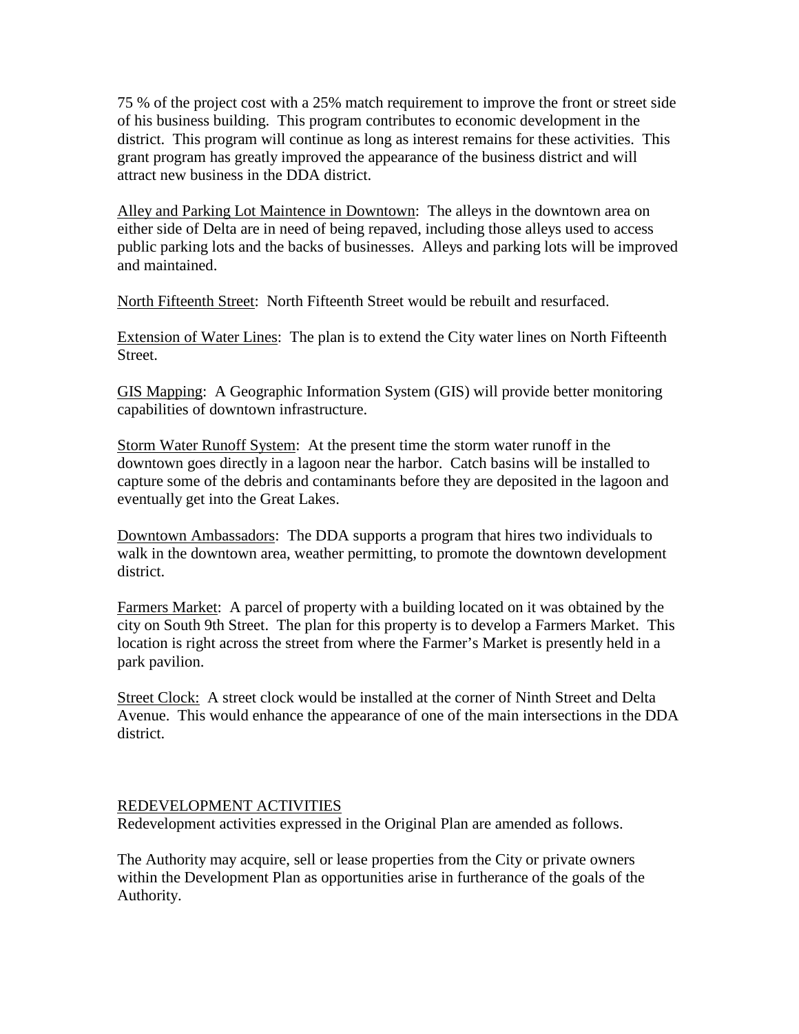75 % of the project cost with a 25% match requirement to improve the front or street side of his business building. This program contributes to economic development in the district. This program will continue as long as interest remains for these activities. This grant program has greatly improved the appearance of the business district and will attract new business in the DDA district.

Alley and Parking Lot Maintence in Downtown: The alleys in the downtown area on either side of Delta are in need of being repaved, including those alleys used to access public parking lots and the backs of businesses. Alleys and parking lots will be improved and maintained.

North Fifteenth Street: North Fifteenth Street would be rebuilt and resurfaced.

Extension of Water Lines: The plan is to extend the City water lines on North Fifteenth Street.

GIS Mapping: A Geographic Information System (GIS) will provide better monitoring capabilities of downtown infrastructure.

Storm Water Runoff System: At the present time the storm water runoff in the downtown goes directly in a lagoon near the harbor. Catch basins will be installed to capture some of the debris and contaminants before they are deposited in the lagoon and eventually get into the Great Lakes.

Downtown Ambassadors: The DDA supports a program that hires two individuals to walk in the downtown area, weather permitting, to promote the downtown development district.

Farmers Market: A parcel of property with a building located on it was obtained by the city on South 9th Street. The plan for this property is to develop a Farmers Market. This location is right across the street from where the Farmer's Market is presently held in a park pavilion.

Street Clock: A street clock would be installed at the corner of Ninth Street and Delta Avenue. This would enhance the appearance of one of the main intersections in the DDA district.

## REDEVELOPMENT ACTIVITIES

Redevelopment activities expressed in the Original Plan are amended as follows.

The Authority may acquire, sell or lease properties from the City or private owners within the Development Plan as opportunities arise in furtherance of the goals of the Authority.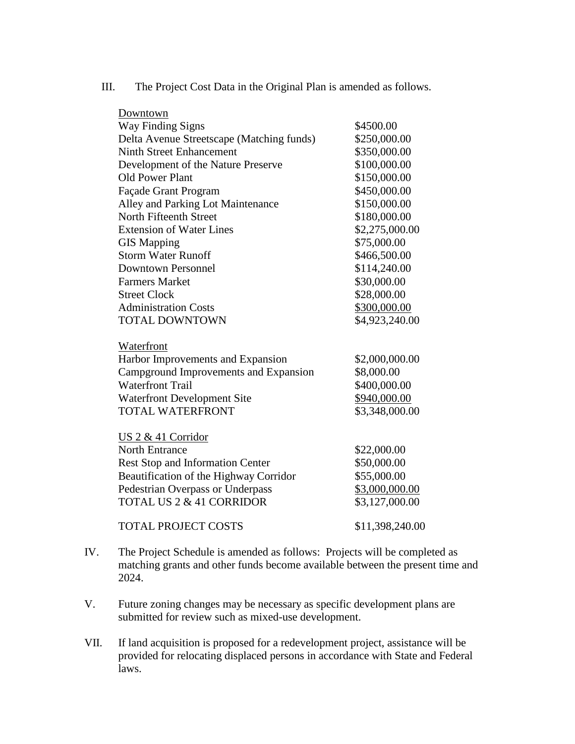III. The Project Cost Data in the Original Plan is amended as follows.

| Downtown | |
|---|---|
| Way Finding Signs | $4500.00 |
| Delta Avenue Streetscape (Matching funds) | $250,000.00 |
| Ninth Street Enhancement | $350,000.00 |
| Development of the Nature Preserve | $100,000.00 |
| Old Power Plant | $150,000.00 |
| Façade Grant Program | $450,000.00 |
| Alley and Parking Lot Maintenance | $150,000.00 |
| North Fifteenth Street | $180,000.00 |
| Extension of Water Lines | $2,275,000.00 |
| GIS Mapping | $75,000.00 |
| Storm Water Runoff | $466,500.00 |
| Downtown Personnel | $114,240.00 |
| Farmers Market | $30,000.00 |
| Street Clock | $28,000.00 |
| Administration Costs | $300,000.00 |
| TOTAL DOWNTOWN | $4,923,240.00 |
| | |
| **Waterfront** | |
| Harbor Improvements and Expansion | $2,000,000.00 |
| Campground Improvements and Expansion | $8,000.00 |
| Waterfront Trail | $400,000.00 |
| Waterfront Development Site | $940,000.00 |
| TOTAL WATERFRONT | $3,348,000.00 |
| | |
| **US 2 & 41 Corridor** | |
| North Entrance | $22,000.00 |
| Rest Stop and Information Center | $50,000.00 |
| Beautification of the Highway Corridor | $55,000.00 |
| Pedestrian Overpass or Underpass | $3,000,000.00 |
| TOTAL US 2 & 41 CORRIDOR | $3,127,000.00 |
| | |
| TOTAL PROJECT COSTS | $11,398,240.00 |

IV. The Project Schedule is amended as follows: Projects will be completed as matching grants and other funds become available between the present time and 2024.

V. Future zoning changes may be necessary as specific development plans are submitted for review such as mixed-use development.

VII. If land acquisition is proposed for a redevelopment project, assistance will be provided for relocating displaced persons in accordance with State and Federal laws.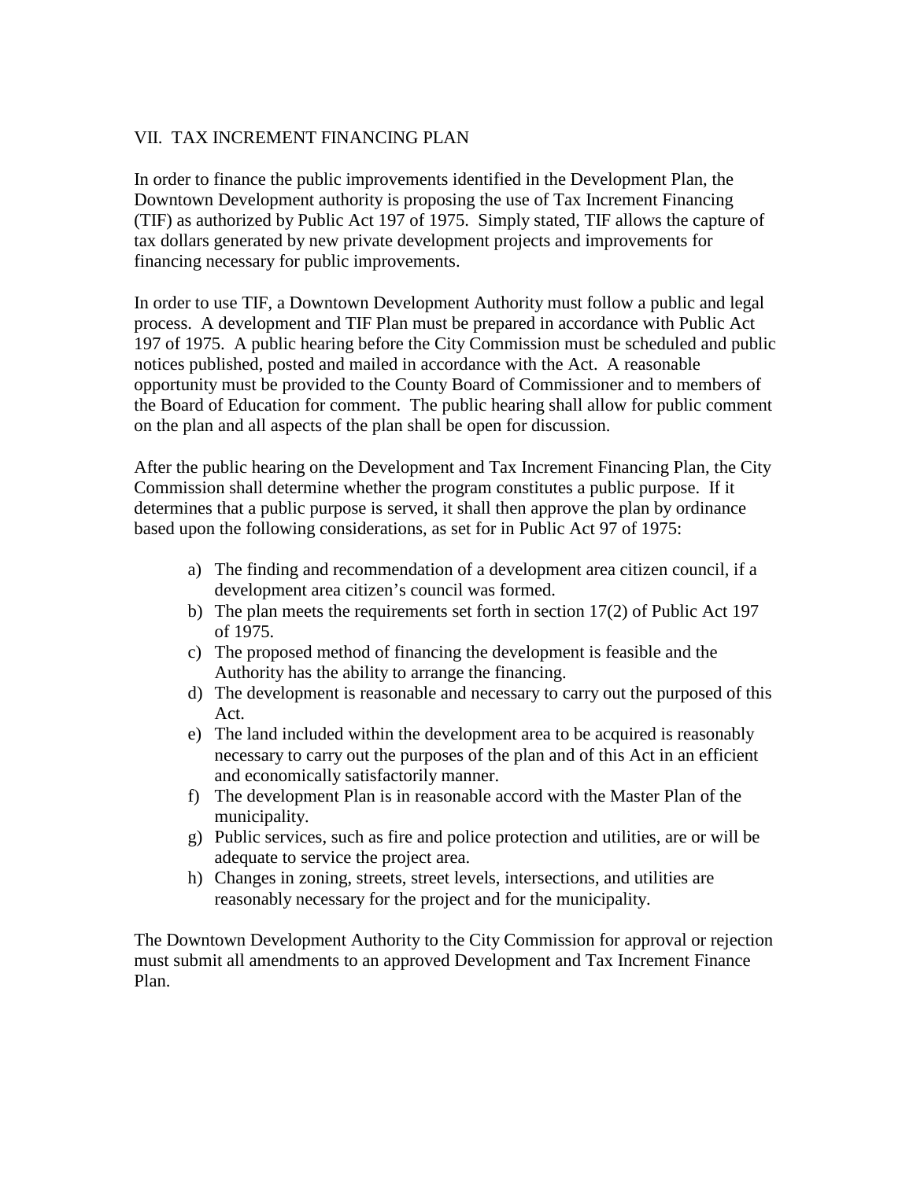## VII. TAX INCREMENT FINANCING PLAN

In order to finance the public improvements identified in the Development Plan, the Downtown Development authority is proposing the use of Tax Increment Financing (TIF) as authorized by Public Act 197 of 1975. Simply stated, TIF allows the capture of tax dollars generated by new private development projects and improvements for financing necessary for public improvements.

In order to use TIF, a Downtown Development Authority must follow a public and legal process. A development and TIF Plan must be prepared in accordance with Public Act 197 of 1975. A public hearing before the City Commission must be scheduled and public notices published, posted and mailed in accordance with the Act. A reasonable opportunity must be provided to the County Board of Commissioner and to members of the Board of Education for comment. The public hearing shall allow for public comment on the plan and all aspects of the plan shall be open for discussion.

After the public hearing on the Development and Tax Increment Financing Plan, the City Commission shall determine whether the program constitutes a public purpose. If it determines that a public purpose is served, it shall then approve the plan by ordinance based upon the following considerations, as set for in Public Act 97 of 1975:

a) The finding and recommendation of a development area citizen council, if a development area citizen's council was formed.
b) The plan meets the requirements set forth in section 17(2) of Public Act 197 of 1975.
c) The proposed method of financing the development is feasible and the Authority has the ability to arrange the financing.
d) The development is reasonable and necessary to carry out the purposed of this Act.
e) The land included within the development area to be acquired is reasonably necessary to carry out the purposes of the plan and of this Act in an efficient and economically satisfactorily manner.
f) The development Plan is in reasonable accord with the Master Plan of the municipality.
g) Public services, such as fire and police protection and utilities, are or will be adequate to service the project area.
h) Changes in zoning, streets, street levels, intersections, and utilities are reasonably necessary for the project and for the municipality.

The Downtown Development Authority to the City Commission for approval or rejection must submit all amendments to an approved Development and Tax Increment Finance Plan.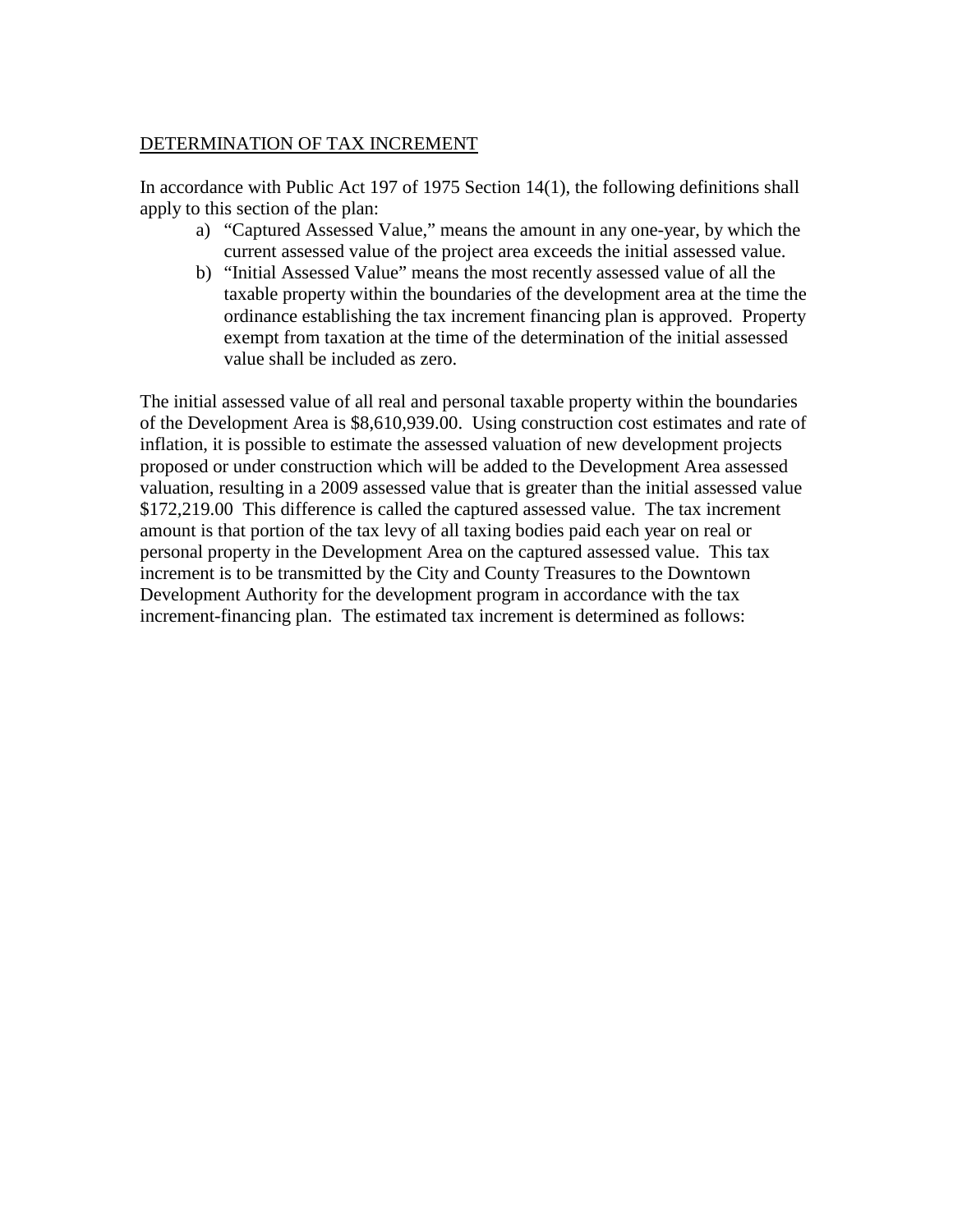DETERMINATION OF TAX INCREMENT

In accordance with Public Act 197 of 1975 Section 14(1), the following definitions shall apply to this section of the plan:

a) "Captured Assessed Value," means the amount in any one-year, by which the current assessed value of the project area exceeds the initial assessed value.
b) "Initial Assessed Value" means the most recently assessed value of all the taxable property within the boundaries of the development area at the time the ordinance establishing the tax increment financing plan is approved. Property exempt from taxation at the time of the determination of the initial assessed value shall be included as zero.

The initial assessed value of all real and personal taxable property within the boundaries of the Development Area is $8,610,939.00. Using construction cost estimates and rate of inflation, it is possible to estimate the assessed valuation of new development projects proposed or under construction which will be added to the Development Area assessed valuation, resulting in a 2009 assessed value that is greater than the initial assessed value $172,219.00 This difference is called the captured assessed value. The tax increment amount is that portion of the tax levy of all taxing bodies paid each year on real or personal property in the Development Area on the captured assessed value. This tax increment is to be transmitted by the City and County Treasures to the Downtown Development Authority for the development program in accordance with the tax increment-financing plan. The estimated tax increment is determined as follows: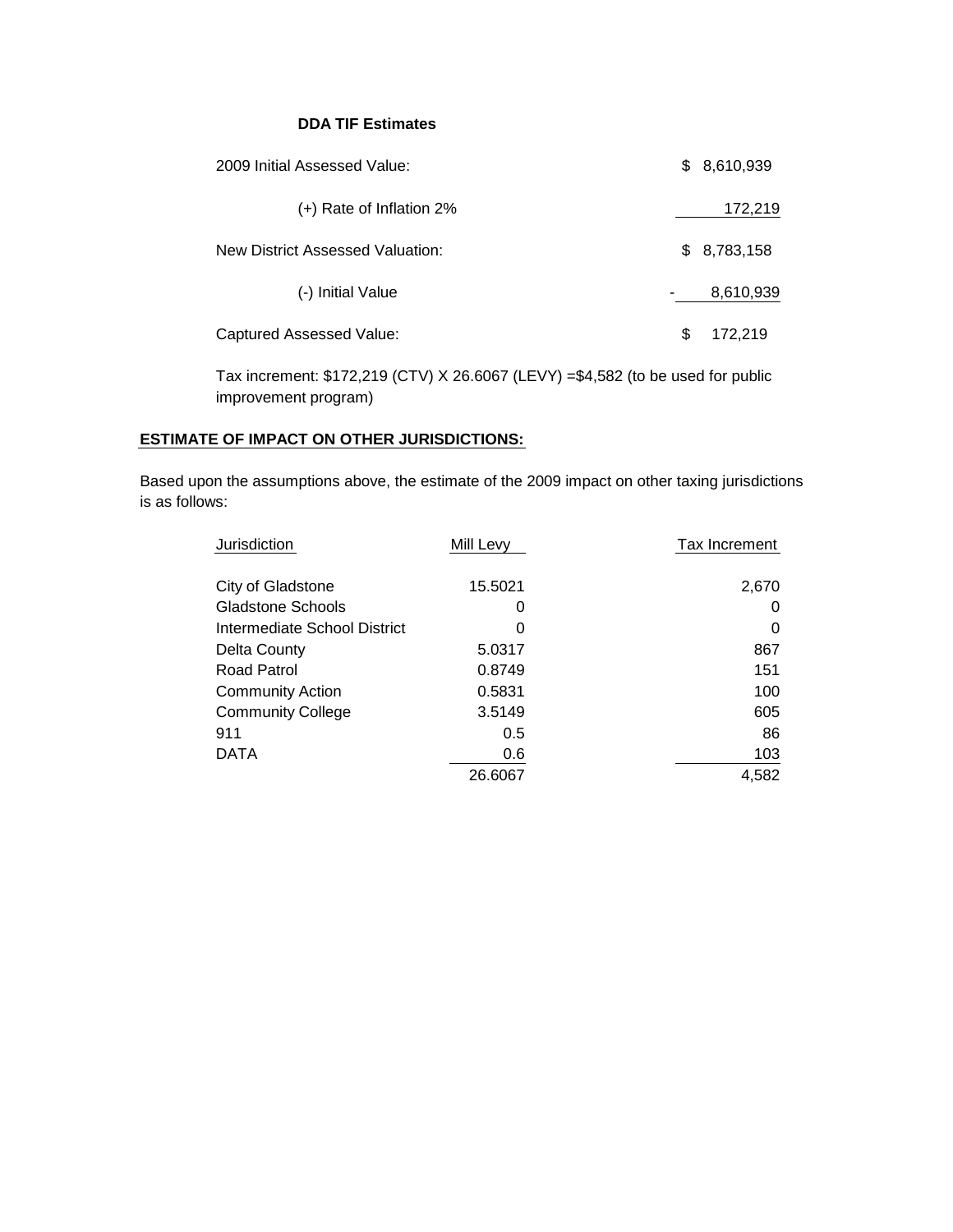**DDA TIF Estimates**

| | |
|---|---|
| 2009 Initial Assessed Value: | $ 8,610,939 |
| (+) Rate of Inflation 2% | 172,219 |
| New District Assessed Valuation: | $ 8,783,158 |
| (-) Initial Value | - 8,610,939 |
| Captured Assessed Value: | $ 172,219 |

Tax increment: $172,219 (CTV) X 26.6067 (LEVY) =$4,582 (to be used for public improvement program)

## ESTIMATE OF IMPACT ON OTHER JURISDICTIONS:

Based upon the assumptions above, the estimate of the 2009 impact on other taxing jurisdictions is as follows:

| Jurisdiction | Mill Levy | Tax Increment |
|---|---|---|
| City of Gladstone | 15.5021 | 2,670 |
| Gladstone Schools | 0 | 0 |
| Intermediate School District | 0 | 0 |
| Delta County | 5.0317 | 867 |
| Road Patrol | 0.8749 | 151 |
| Community Action | 0.5831 | 100 |
| Community College | 3.5149 | 605 |
| 911 | 0.5 | 86 |
| DATA | 0.6 | 103 |
| | 26.6067 | 4,582 |